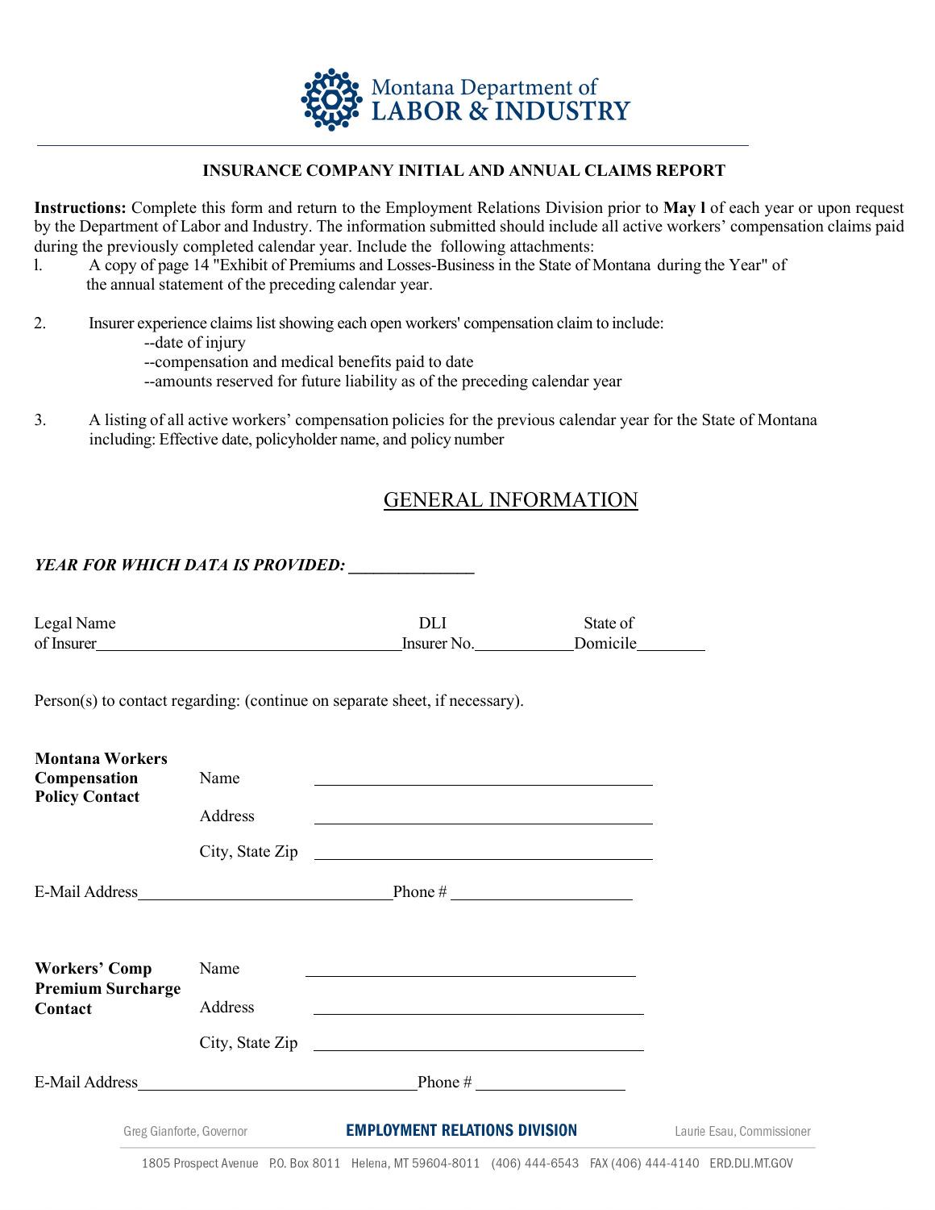Montana Department of LABOR & INDUSTRY

**INSURANCE COMPANY INITIAL AND ANNUAL CLAIMS REPORT**

**Instructions:** Complete this form and return to the Employment Relations Division prior to **May l** of each year or upon request by the Department of Labor and Industry. The information submitted should include all active workers' compensation claims paid during the previously completed calendar year. Include the following attachments:

l. A copy of page 14 "Exhibit of Premiums and Losses-Business in the State of Montana during the Year" of the annual statement of the preceding calendar year.

2. Insurer experience claims list showing each open workers' compensation claim to include:
   - --date of injury
   - --compensation and medical benefits paid to date
   - --amounts reserved for future liability as of the preceding calendar year

3. A listing of all active workers' compensation policies for the previous calendar year for the State of Montana including: Effective date, policyholder name, and policy number

## GENERAL INFORMATION

***YEAR FOR WHICH DATA IS PROVIDED: ______________***

Legal Name of Insurer____________________________________ DLI Insurer No.____________ State of Domicile________

Person(s) to contact regarding: (continue on separate sheet, if necessary).

**Montana Workers Compensation Policy Contact**

Name ___________________________________________

Address ___________________________________________

City, State Zip ___________________________________________

E-Mail Address______________________________ Phone # ______________________

**Workers' Comp Premium Surcharge Contact**

Name ___________________________________________

Address ___________________________________________

City, State Zip ___________________________________________

E-Mail Address_________________________________ Phone # __________________

Greg Gianforte, Governor — **EMPLOYMENT RELATIONS DIVISION** — Laurie Esau, Commissioner

1805 Prospect Avenue P.O. Box 8011 Helena, MT 59604-8011 (406) 444-6543 FAX (406) 444-4140 ERD.DLI.MT.GOV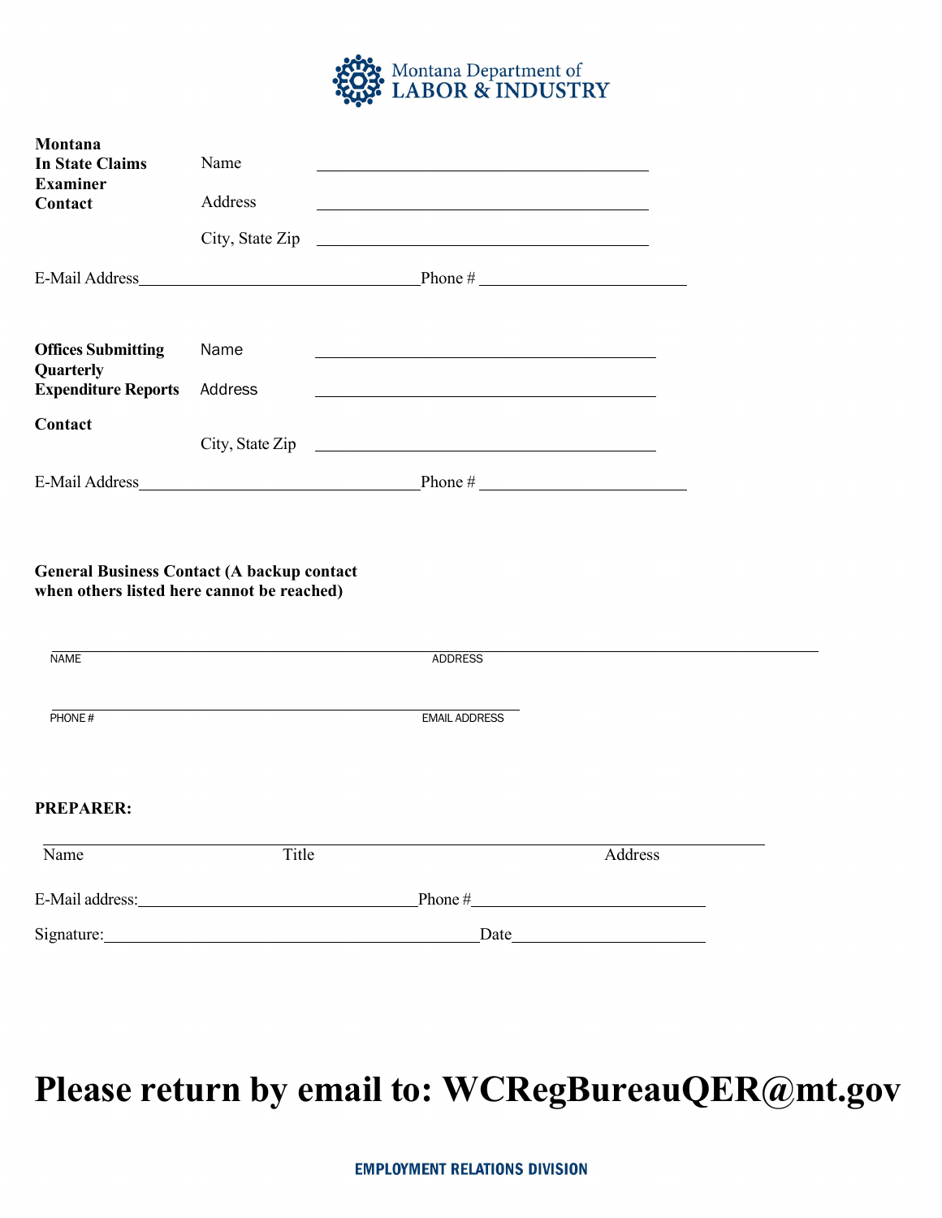Montana Department of
LABOR & INDUSTRY

**Montana In State Claims Examiner Contact**

Name ______________________________

Address ______________________________

City, State Zip ______________________________

E-Mail Address ______________________________ Phone # ______________________

**Offices Submitting Quarterly Expenditure Reports Contact**

Name ______________________________

Address ______________________________

City, State Zip ______________________________

E-Mail Address ______________________________ Phone # ______________________

**General Business Contact (A backup contact when others listed here cannot be reached)**

______________________________________________________________

NAME ADDRESS

______________________________________________________________

PHONE # EMAIL ADDRESS

**PREPARER:**

______________________________________________________________

Name Title Address

E-Mail address: ______________________________ Phone # ______________________

Signature: ______________________________ Date ______________________

# Please return by email to: WCRegBureauQER@mt.gov

EMPLOYMENT RELATIONS DIVISION